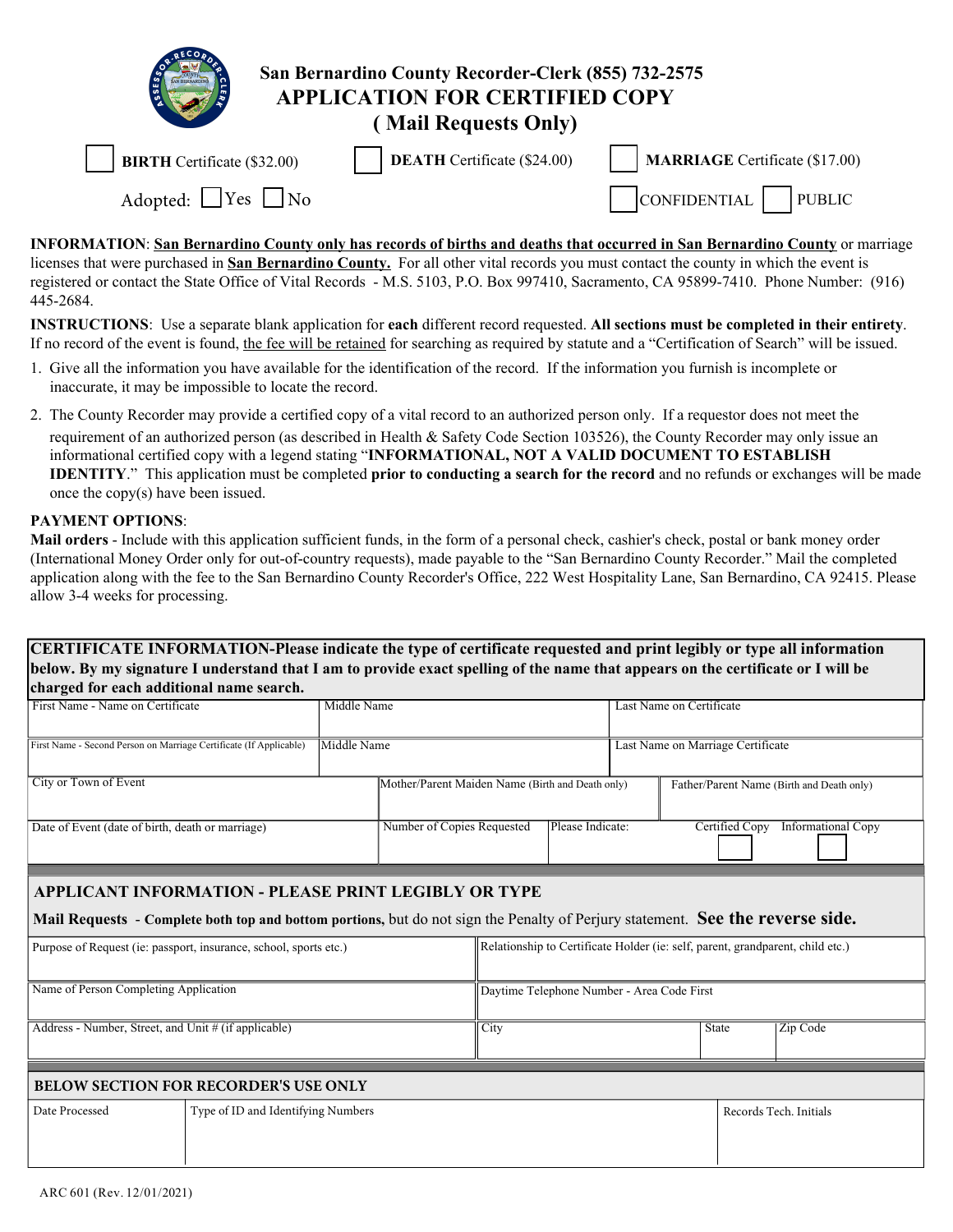# San Bernardino County Recorder-Clerk (855) 732-2575

## APPLICATION FOR CERTIFIED COPY

## ( Mail Requests Only)

☐ **BIRTH** Certificate ($32.00) ☐ **DEATH** Certificate ($24.00) ☐ **MARRIAGE** Certificate ($17.00)

Adopted: ☐ Yes ☐ No ☐ CONFIDENTIAL ☐ PUBLIC

**INFORMATION**: **San Bernardino County only has records of births and deaths that occurred in San Bernardino County** or marriage licenses that were purchased in **San Bernardino County.** For all other vital records you must contact the county in which the event is registered or contact the State Office of Vital Records - M.S. 5103, P.O. Box 997410, Sacramento, CA 95899-7410. Phone Number: (916) 445-2684.

**INSTRUCTIONS**: Use a separate blank application for **each** different record requested. **All sections must be completed in their entirety**. If no record of the event is found, the fee will be retained for searching as required by statute and a "Certification of Search" will be issued.

1. Give all the information you have available for the identification of the record. If the information you furnish is incomplete or inaccurate, it may be impossible to locate the record.
2. The County Recorder may provide a certified copy of a vital record to an authorized person only. If a requestor does not meet the requirement of an authorized person (as described in Health & Safety Code Section 103526), the County Recorder may only issue an informational certified copy with a legend stating "**INFORMATIONAL, NOT A VALID DOCUMENT TO ESTABLISH IDENTITY**." This application must be completed **prior to conducting a search for the record** and no refunds or exchanges will be made once the copy(s) have been issued.

**PAYMENT OPTIONS**:

**Mail orders** - Include with this application sufficient funds, in the form of a personal check, cashier's check, postal or bank money order (International Money Order only for out-of-country requests), made payable to the "San Bernardino County Recorder." Mail the completed application along with the fee to the San Bernardino County Recorder's Office, 222 West Hospitality Lane, San Bernardino, CA 92415. Please allow 3-4 weeks for processing.

**CERTIFICATE INFORMATION-Please indicate the type of certificate requested and print legibly or type all information below. By my signature I understand that I am to provide exact spelling of the name that appears on the certificate or I will be charged for each additional name search.**

| First Name - Name on Certificate | Middle Name | Last Name on Certificate | |
|---|---|---|---|
| First Name - Second Person on Marriage Certificate (If Applicable) | Middle Name | Last Name on Marriage Certificate | |
| City or Town of Event | Mother/Parent Maiden Name (Birth and Death only) | Father/Parent Name (Birth and Death only) | |
| Date of Event (date of birth, death or marriage) | Number of Copies Requested | Please Indicate: | Certified Copy ☐ Informational Copy ☐ |

### APPLICANT INFORMATION - PLEASE PRINT LEGIBLY OR TYPE

**Mail Requests** - **Complete both top and bottom portions,** but do not sign the Penalty of Perjury statement. **See the reverse side.**

| Purpose of Request (ie: passport, insurance, school, sports etc.) | Relationship to Certificate Holder (ie: self, parent, grandparent, child etc.) | | |
|---|---|---|---|
| Name of Person Completing Application | Daytime Telephone Number - Area Code First | | |
| Address - Number, Street, and Unit # (if applicable) | City | State | Zip Code |

### BELOW SECTION FOR RECORDER'S USE ONLY

| Date Processed | Type of ID and Identifying Numbers | Records Tech. Initials |
|---|---|---|
| | | |

ARC 601 (Rev. 12/01/2021)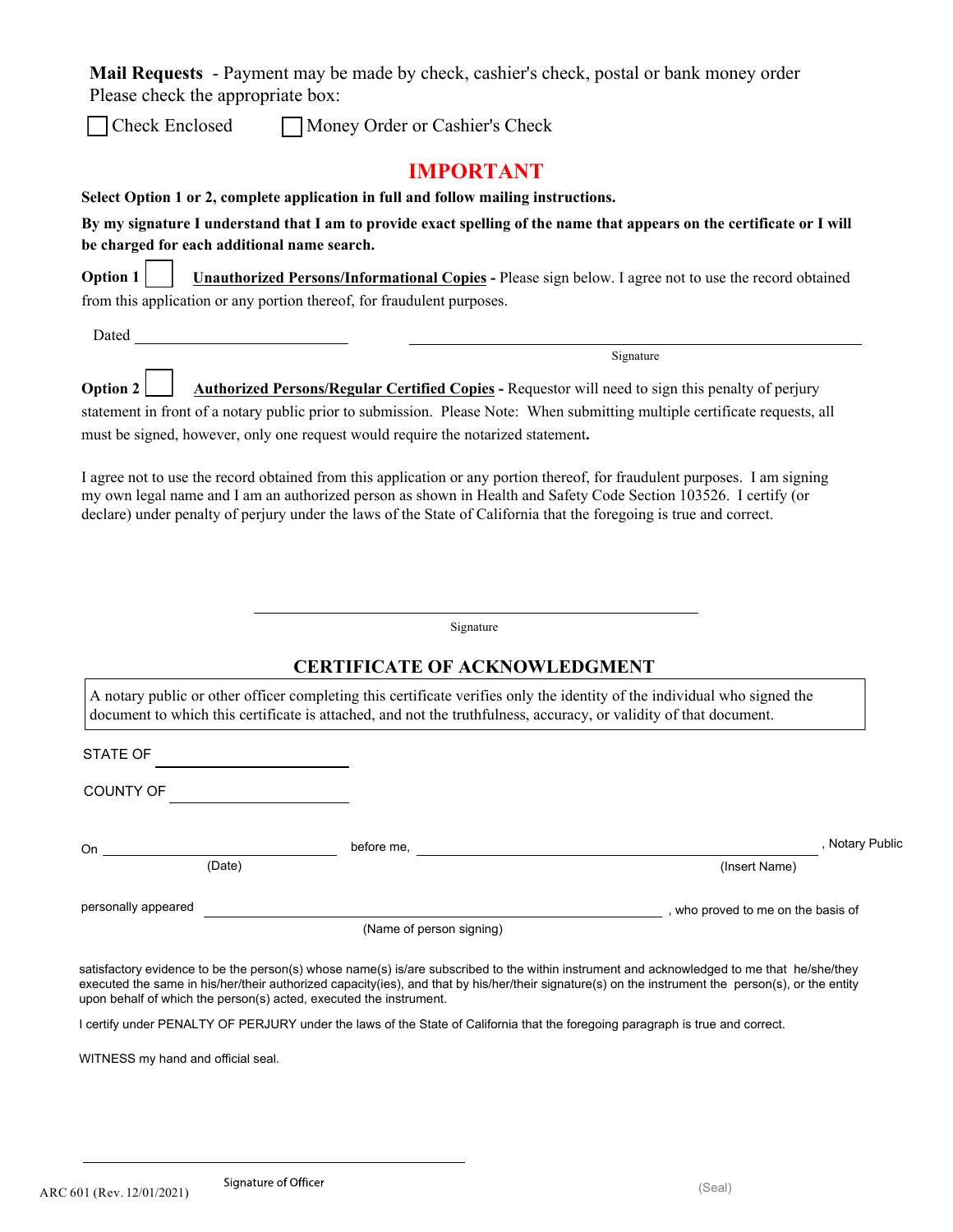**Mail Requests** - Payment may be made by check, cashier's check, postal or bank money order
Please check the appropriate box:

☐ Check Enclosed ☐ Money Order or Cashier's Check

## IMPORTANT

**Select Option 1 or 2, complete application in full and follow mailing instructions.**

**By my signature I understand that I am to provide exact spelling of the name that appears on the certificate or I will be charged for each additional name search.**

**Option 1** ☐ **Unauthorized Persons/Informational Copies -** Please sign below. I agree not to use the record obtained from this application or any portion thereof, for fraudulent purposes.

Dated ____________________ ____________________________________

Signature

**Option 2** ☐ **Authorized Persons/Regular Certified Copies -** Requestor will need to sign this penalty of perjury statement in front of a notary public prior to submission. Please Note: When submitting multiple certificate requests, all must be signed, however, only one request would require the notarized statement**.**

I agree not to use the record obtained from this application or any portion thereof, for fraudulent purposes. I am signing my own legal name and I am an authorized person as shown in Health and Safety Code Section 103526. I certify (or declare) under penalty of perjury under the laws of the State of California that the foregoing is true and correct.

____________________________________

Signature

## CERTIFICATE OF ACKNOWLEDGMENT

A notary public or other officer completing this certificate verifies only the identity of the individual who signed the document to which this certificate is attached, and not the truthfulness, accuracy, or validity of that document.

STATE OF ____________________

COUNTY OF ____________________

On ____________________ before me, ____________________________________, Notary Public
(Date) (Insert Name)

personally appeared ____________________________________, who proved to me on the basis of
(Name of person signing)

satisfactory evidence to be the person(s) whose name(s) is/are subscribed to the within instrument and acknowledged to me that he/she/they executed the same in his/her/their authorized capacity(ies), and that by his/her/their signature(s) on the instrument the person(s), or the entity upon behalf of which the person(s) acted, executed the instrument.

I certify under PENALTY OF PERJURY under the laws of the State of California that the foregoing paragraph is true and correct.

WITNESS my hand and official seal.

____________________________________

Signature of Officer (Seal)

ARC 601 (Rev. 12/01/2021)